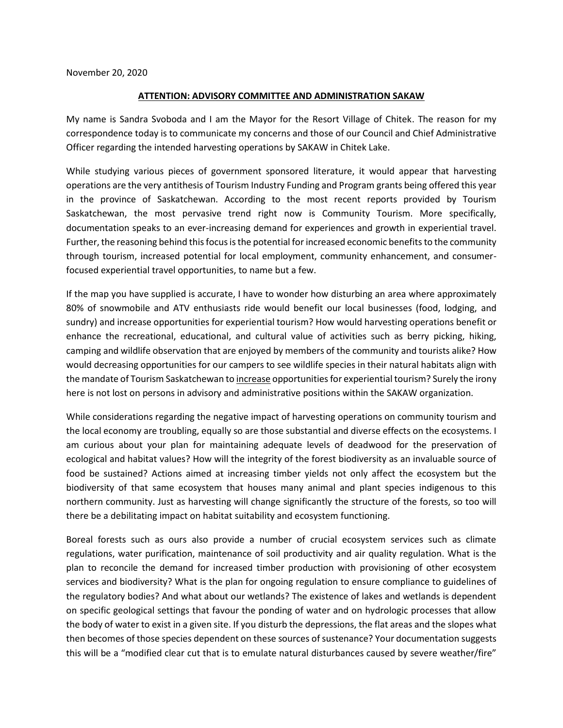November 20, 2020

**ATTENTION: ADVISORY COMMITTEE AND ADMINISTRATION SAKAW**

My name is Sandra Svoboda and I am the Mayor for the Resort Village of Chitek. The reason for my correspondence today is to communicate my concerns and those of our Council and Chief Administrative Officer regarding the intended harvesting operations by SAKAW in Chitek Lake.

While studying various pieces of government sponsored literature, it would appear that harvesting operations are the very antithesis of Tourism Industry Funding and Program grants being offered this year in the province of Saskatchewan. According to the most recent reports provided by Tourism Saskatchewan, the most pervasive trend right now is Community Tourism. More specifically, documentation speaks to an ever-increasing demand for experiences and growth in experiential travel. Further, the reasoning behind this focus is the potential for increased economic benefits to the community through tourism, increased potential for local employment, community enhancement, and consumer-focused experiential travel opportunities, to name but a few.

If the map you have supplied is accurate, I have to wonder how disturbing an area where approximately 80% of snowmobile and ATV enthusiasts ride would benefit our local businesses (food, lodging, and sundry) and increase opportunities for experiential tourism? How would harvesting operations benefit or enhance the recreational, educational, and cultural value of activities such as berry picking, hiking, camping and wildlife observation that are enjoyed by members of the community and tourists alike? How would decreasing opportunities for our campers to see wildlife species in their natural habitats align with the mandate of Tourism Saskatchewan to <u>increase</u> opportunities for experiential tourism? Surely the irony here is not lost on persons in advisory and administrative positions within the SAKAW organization.

While considerations regarding the negative impact of harvesting operations on community tourism and the local economy are troubling, equally so are those substantial and diverse effects on the ecosystems. I am curious about your plan for maintaining adequate levels of deadwood for the preservation of ecological and habitat values? How will the integrity of the forest biodiversity as an invaluable source of food be sustained? Actions aimed at increasing timber yields not only affect the ecosystem but the biodiversity of that same ecosystem that houses many animal and plant species indigenous to this northern community. Just as harvesting will change significantly the structure of the forests, so too will there be a debilitating impact on habitat suitability and ecosystem functioning.

Boreal forests such as ours also provide a number of crucial ecosystem services such as climate regulations, water purification, maintenance of soil productivity and air quality regulation. What is the plan to reconcile the demand for increased timber production with provisioning of other ecosystem services and biodiversity? What is the plan for ongoing regulation to ensure compliance to guidelines of the regulatory bodies? And what about our wetlands? The existence of lakes and wetlands is dependent on specific geological settings that favour the ponding of water and on hydrologic processes that allow the body of water to exist in a given site. If you disturb the depressions, the flat areas and the slopes what then becomes of those species dependent on these sources of sustenance? Your documentation suggests this will be a "modified clear cut that is to emulate natural disturbances caused by severe weather/fire"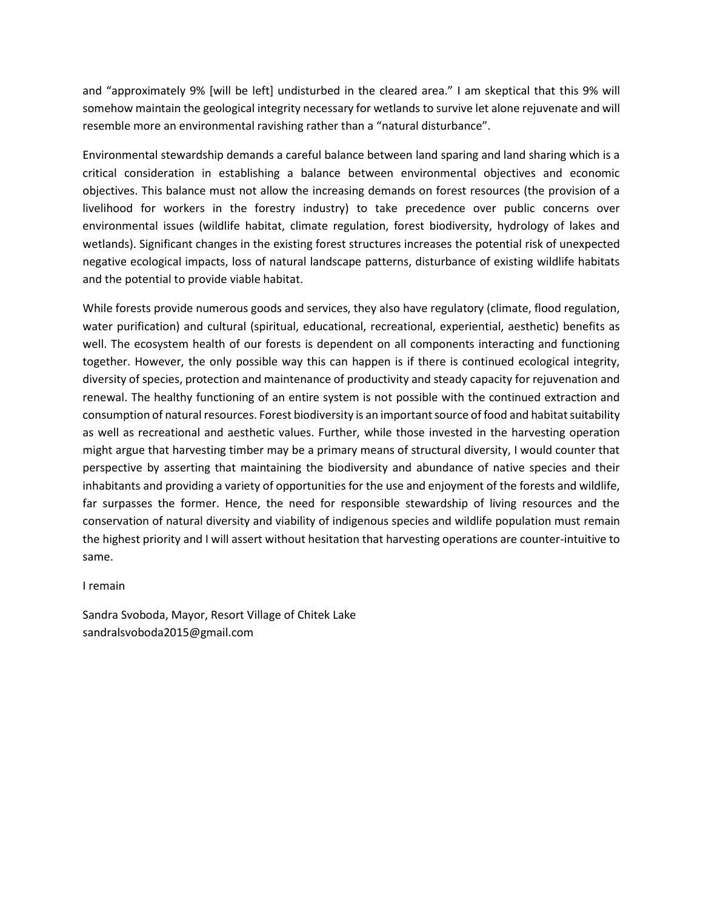and "approximately 9% [will be left] undisturbed in the cleared area." I am skeptical that this 9% will somehow maintain the geological integrity necessary for wetlands to survive let alone rejuvenate and will resemble more an environmental ravishing rather than a "natural disturbance".

Environmental stewardship demands a careful balance between land sparing and land sharing which is a critical consideration in establishing a balance between environmental objectives and economic objectives. This balance must not allow the increasing demands on forest resources (the provision of a livelihood for workers in the forestry industry) to take precedence over public concerns over environmental issues (wildlife habitat, climate regulation, forest biodiversity, hydrology of lakes and wetlands). Significant changes in the existing forest structures increases the potential risk of unexpected negative ecological impacts, loss of natural landscape patterns, disturbance of existing wildlife habitats and the potential to provide viable habitat.

While forests provide numerous goods and services, they also have regulatory (climate, flood regulation, water purification) and cultural (spiritual, educational, recreational, experiential, aesthetic) benefits as well. The ecosystem health of our forests is dependent on all components interacting and functioning together. However, the only possible way this can happen is if there is continued ecological integrity, diversity of species, protection and maintenance of productivity and steady capacity for rejuvenation and renewal. The healthy functioning of an entire system is not possible with the continued extraction and consumption of natural resources. Forest biodiversity is an important source of food and habitat suitability as well as recreational and aesthetic values. Further, while those invested in the harvesting operation might argue that harvesting timber may be a primary means of structural diversity, I would counter that perspective by asserting that maintaining the biodiversity and abundance of native species and their inhabitants and providing a variety of opportunities for the use and enjoyment of the forests and wildlife, far surpasses the former. Hence, the need for responsible stewardship of living resources and the conservation of natural diversity and viability of indigenous species and wildlife population must remain the highest priority and I will assert without hesitation that harvesting operations are counter-intuitive to same.

I remain

Sandra Svoboda, Mayor, Resort Village of Chitek Lake
sandralsvoboda2015@gmail.com